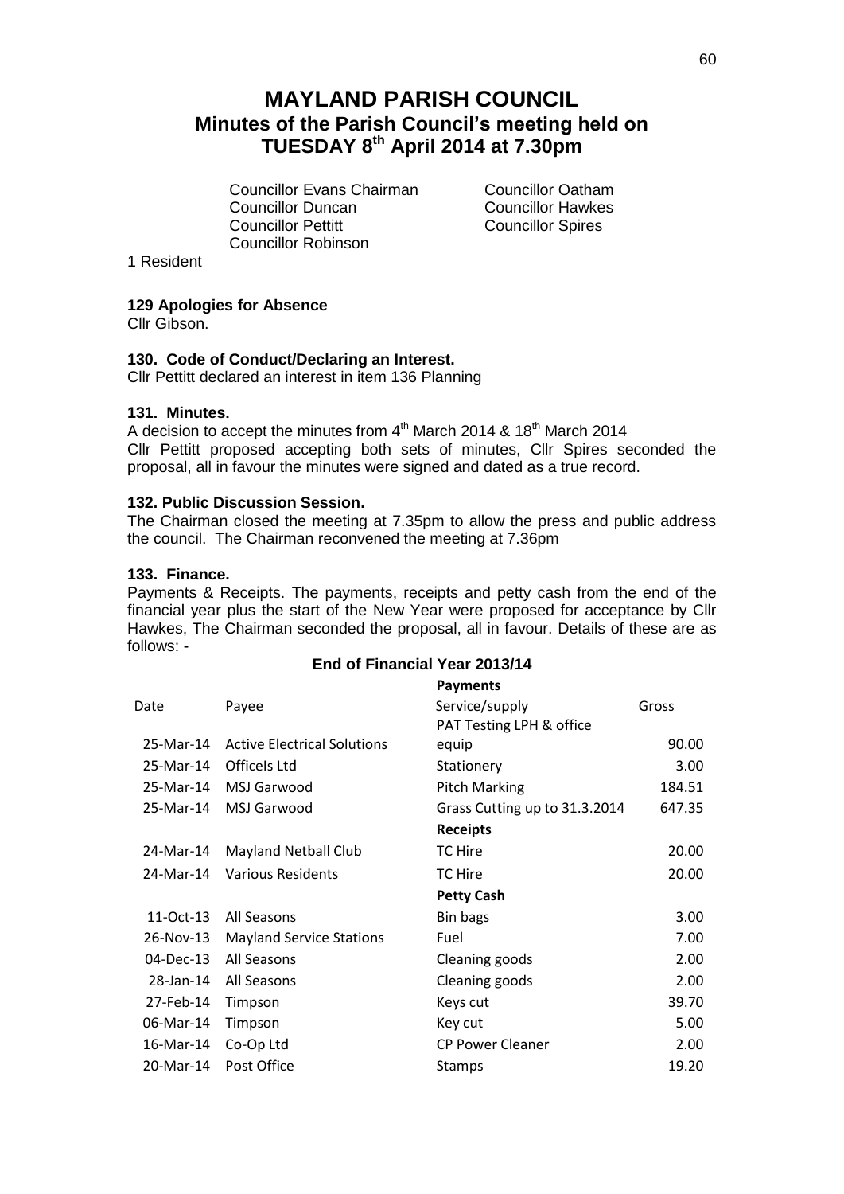# MAYLAND PARISH COUNCIL

## Minutes of the Parish Council's meeting held on TUESDAY 8th April 2014 at 7.30pm

Councillor Evans Chairman
Councillor Duncan
Councillor Pettitt
Councillor Robinson
Councillor Oatham
Councillor Hawkes
Councillor Spires

1 Resident

**129 Apologies for Absence**

Cllr Gibson.

**130. Code of Conduct/Declaring an Interest.**

Cllr Pettitt declared an interest in item 136 Planning

**131. Minutes.**

A decision to accept the minutes from 4th March 2014 & 18th March 2014

Cllr Pettitt proposed accepting both sets of minutes, Cllr Spires seconded the proposal, all in favour the minutes were signed and dated as a true record.

**132. Public Discussion Session.**

The Chairman closed the meeting at 7.35pm to allow the press and public address the council. The Chairman reconvened the meeting at 7.36pm

**133. Finance.**

Payments & Receipts. The payments, receipts and petty cash from the end of the financial year plus the start of the New Year were proposed for acceptance by Cllr Hawkes, The Chairman seconded the proposal, all in favour. Details of these are as follows: -

**End of Financial Year 2013/14**

| Date | Payee | Service/supply | Gross |
|---|---|---|---|
| | | **Payments** | |
| 25-Mar-14 | Active Electrical Solutions | PAT Testing LPH & office equip | 90.00 |
| 25-Mar-14 | Officels Ltd | Stationery | 3.00 |
| 25-Mar-14 | MSJ Garwood | Pitch Marking | 184.51 |
| 25-Mar-14 | MSJ Garwood | Grass Cutting up to 31.3.2014 | 647.35 |
| | | **Receipts** | |
| 24-Mar-14 | Mayland Netball Club | TC Hire | 20.00 |
| 24-Mar-14 | Various Residents | TC Hire | 20.00 |
| | | **Petty Cash** | |
| 11-Oct-13 | All Seasons | Bin bags | 3.00 |
| 26-Nov-13 | Mayland Service Stations | Fuel | 7.00 |
| 04-Dec-13 | All Seasons | Cleaning goods | 2.00 |
| 28-Jan-14 | All Seasons | Cleaning goods | 2.00 |
| 27-Feb-14 | Timpson | Keys cut | 39.70 |
| 06-Mar-14 | Timpson | Key cut | 5.00 |
| 16-Mar-14 | Co-Op Ltd | CP Power Cleaner | 2.00 |
| 20-Mar-14 | Post Office | Stamps | 19.20 |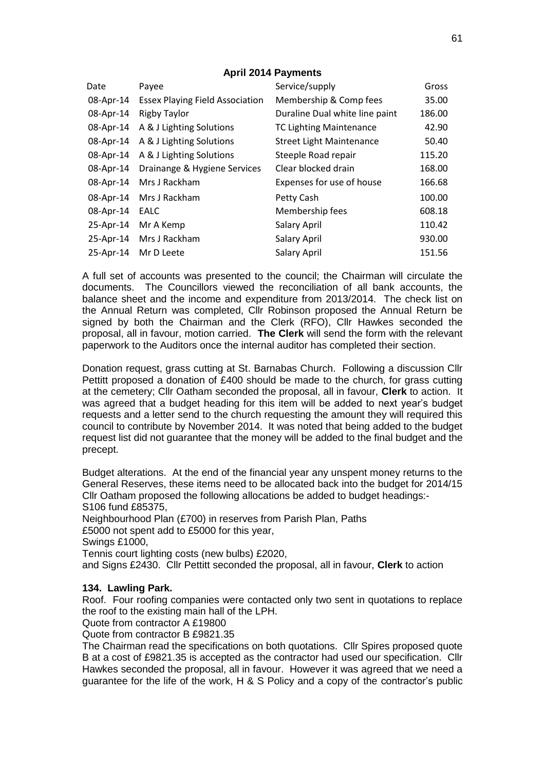**April 2014 Payments**

| Date | Payee | Service/supply | Gross |
|---|---|---|---|
| 08-Apr-14 | Essex Playing Field Association | Membership & Comp fees | 35.00 |
| 08-Apr-14 | Rigby Taylor | Duraline Dual white line paint | 186.00 |
| 08-Apr-14 | A & J Lighting Solutions | TC Lighting Maintenance | 42.90 |
| 08-Apr-14 | A & J Lighting Solutions | Street Light Maintenance | 50.40 |
| 08-Apr-14 | A & J Lighting Solutions | Steeple Road repair | 115.20 |
| 08-Apr-14 | Drainange & Hygiene Services | Clear blocked drain | 168.00 |
| 08-Apr-14 | Mrs J Rackham | Expenses for use of house | 166.68 |
| 08-Apr-14 | Mrs J Rackham | Petty Cash | 100.00 |
| 08-Apr-14 | EALC | Membership fees | 608.18 |
| 25-Apr-14 | Mr A Kemp | Salary April | 110.42 |
| 25-Apr-14 | Mrs J Rackham | Salary April | 930.00 |
| 25-Apr-14 | Mr D Leete | Salary April | 151.56 |

A full set of accounts was presented to the council; the Chairman will circulate the documents. The Councillors viewed the reconciliation of all bank accounts, the balance sheet and the income and expenditure from 2013/2014. The check list on the Annual Return was completed, Cllr Robinson proposed the Annual Return be signed by both the Chairman and the Clerk (RFO), Cllr Hawkes seconded the proposal, all in favour, motion carried. **The Clerk** will send the form with the relevant paperwork to the Auditors once the internal auditor has completed their section.

Donation request, grass cutting at St. Barnabas Church. Following a discussion Cllr Pettitt proposed a donation of £400 should be made to the church, for grass cutting at the cemetery; Cllr Oatham seconded the proposal, all in favour, **Clerk** to action. It was agreed that a budget heading for this item will be added to next year's budget requests and a letter send to the church requesting the amount they will required this council to contribute by November 2014. It was noted that being added to the budget request list did not guarantee that the money will be added to the final budget and the precept.

Budget alterations. At the end of the financial year any unspent money returns to the General Reserves, these items need to be allocated back into the budget for 2014/15 Cllr Oatham proposed the following allocations be added to budget headings:-
S106 fund £85375,
Neighbourhood Plan (£700) in reserves from Parish Plan, Paths
£5000 not spent add to £5000 for this year,
Swings £1000,
Tennis court lighting costs (new bulbs) £2020,
and Signs £2430. Cllr Pettitt seconded the proposal, all in favour, **Clerk** to action

**134. Lawling Park.**

Roof. Four roofing companies were contacted only two sent in quotations to replace the roof to the existing main hall of the LPH.
Quote from contractor A £19800
Quote from contractor B £9821.35
The Chairman read the specifications on both quotations. Cllr Spires proposed quote B at a cost of £9821.35 is accepted as the contractor had used our specification. Cllr Hawkes seconded the proposal, all in favour. However it was agreed that we need a guarantee for the life of the work, H & S Policy and a copy of the contractor's public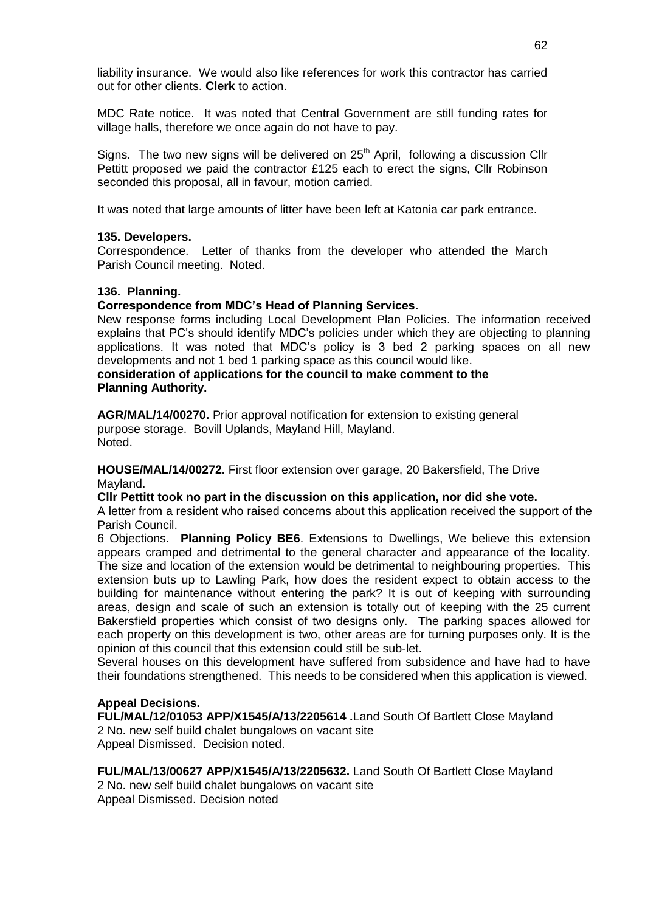liability insurance. We would also like references for work this contractor has carried out for other clients. **Clerk** to action.

MDC Rate notice. It was noted that Central Government are still funding rates for village halls, therefore we once again do not have to pay.

Signs. The two new signs will be delivered on 25th April, following a discussion Cllr Pettitt proposed we paid the contractor £125 each to erect the signs, Cllr Robinson seconded this proposal, all in favour, motion carried.

It was noted that large amounts of litter have been left at Katonia car park entrance.

**135. Developers.**

Correspondence. Letter of thanks from the developer who attended the March Parish Council meeting. Noted.

**136. Planning.**

**Correspondence from MDC's Head of Planning Services.**

New response forms including Local Development Plan Policies. The information received explains that PC's should identify MDC's policies under which they are objecting to planning applications. It was noted that MDC's policy is 3 bed 2 parking spaces on all new developments and not 1 bed 1 parking space as this council would like.

**consideration of applications for the council to make comment to the Planning Authority.**

**AGR/MAL/14/00270.** Prior approval notification for extension to existing general purpose storage. Bovill Uplands, Mayland Hill, Mayland.
Noted.

**HOUSE/MAL/14/00272.** First floor extension over garage, 20 Bakersfield, The Drive Mayland.

**Cllr Pettitt took no part in the discussion on this application, nor did she vote.**

A letter from a resident who raised concerns about this application received the support of the Parish Council.

6 Objections. **Planning Policy BE6**. Extensions to Dwellings, We believe this extension appears cramped and detrimental to the general character and appearance of the locality. The size and location of the extension would be detrimental to neighbouring properties. This extension buts up to Lawling Park, how does the resident expect to obtain access to the building for maintenance without entering the park? It is out of keeping with surrounding areas, design and scale of such an extension is totally out of keeping with the 25 current Bakersfield properties which consist of two designs only. The parking spaces allowed for each property on this development is two, other areas are for turning purposes only. It is the opinion of this council that this extension could still be sub-let.

Several houses on this development have suffered from subsidence and have had to have their foundations strengthened. This needs to be considered when this application is viewed.

**Appeal Decisions.**

**FUL/MAL/12/01053 APP/X1545/A/13/2205614 .**Land South Of Bartlett Close Mayland
2 No. new self build chalet bungalows on vacant site
Appeal Dismissed. Decision noted.

**FUL/MAL/13/00627 APP/X1545/A/13/2205632.** Land South Of Bartlett Close Mayland
2 No. new self build chalet bungalows on vacant site
Appeal Dismissed. Decision noted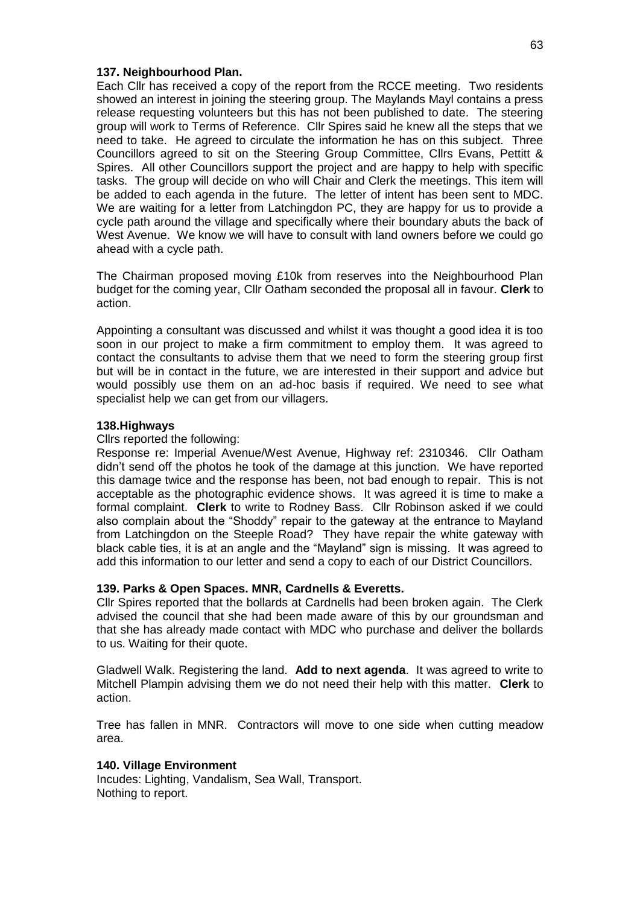### 137. Neighbourhood Plan.

Each Cllr has received a copy of the report from the RCCE meeting. Two residents showed an interest in joining the steering group. The Maylands Mayl contains a press release requesting volunteers but this has not been published to date. The steering group will work to Terms of Reference. Cllr Spires said he knew all the steps that we need to take. He agreed to circulate the information he has on this subject. Three Councillors agreed to sit on the Steering Group Committee, Cllrs Evans, Pettitt & Spires. All other Councillors support the project and are happy to help with specific tasks. The group will decide on who will Chair and Clerk the meetings. This item will be added to each agenda in the future. The letter of intent has been sent to MDC. We are waiting for a letter from Latchingdon PC, they are happy for us to provide a cycle path around the village and specifically where their boundary abuts the back of West Avenue. We know we will have to consult with land owners before we could go ahead with a cycle path.

The Chairman proposed moving £10k from reserves into the Neighbourhood Plan budget for the coming year, Cllr Oatham seconded the proposal all in favour. **Clerk** to action.

Appointing a consultant was discussed and whilst it was thought a good idea it is too soon in our project to make a firm commitment to employ them. It was agreed to contact the consultants to advise them that we need to form the steering group first but will be in contact in the future, we are interested in their support and advice but would possibly use them on an ad-hoc basis if required. We need to see what specialist help we can get from our villagers.

### 138.Highways

Cllrs reported the following:

Response re: Imperial Avenue/West Avenue, Highway ref: 2310346. Cllr Oatham didn't send off the photos he took of the damage at this junction. We have reported this damage twice and the response has been, not bad enough to repair. This is not acceptable as the photographic evidence shows. It was agreed it is time to make a formal complaint. **Clerk** to write to Rodney Bass. Cllr Robinson asked if we could also complain about the "Shoddy" repair to the gateway at the entrance to Mayland from Latchingdon on the Steeple Road? They have repair the white gateway with black cable ties, it is at an angle and the "Mayland" sign is missing. It was agreed to add this information to our letter and send a copy to each of our District Councillors.

### 139. Parks & Open Spaces. MNR, Cardnells & Everetts.

Cllr Spires reported that the bollards at Cardnells had been broken again. The Clerk advised the council that she had been made aware of this by our groundsman and that she has already made contact with MDC who purchase and deliver the bollards to us. Waiting for their quote.

Gladwell Walk. Registering the land. **Add to next agenda**. It was agreed to write to Mitchell Plampin advising them we do not need their help with this matter. **Clerk** to action.

Tree has fallen in MNR. Contractors will move to one side when cutting meadow area.

### 140. Village Environment

Incudes: Lighting, Vandalism, Sea Wall, Transport.
Nothing to report.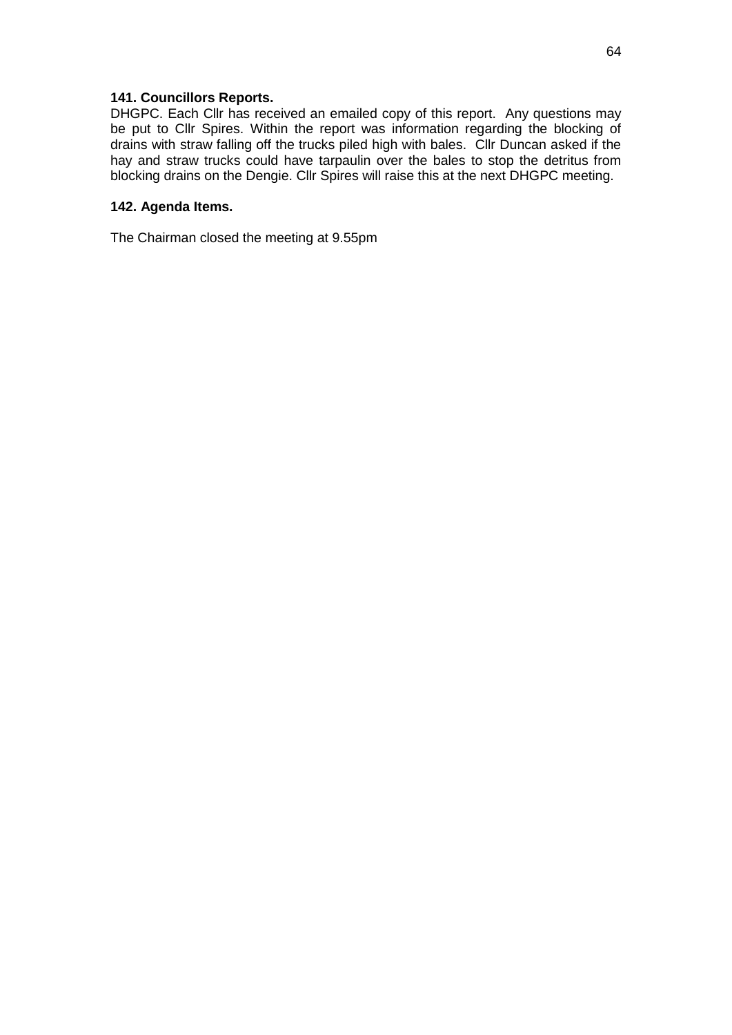**141. Councillors Reports.**

DHGPC. Each Cllr has received an emailed copy of this report. Any questions may be put to Cllr Spires. Within the report was information regarding the blocking of drains with straw falling off the trucks piled high with bales. Cllr Duncan asked if the hay and straw trucks could have tarpaulin over the bales to stop the detritus from blocking drains on the Dengie. Cllr Spires will raise this at the next DHGPC meeting.

**142. Agenda Items.**

The Chairman closed the meeting at 9.55pm